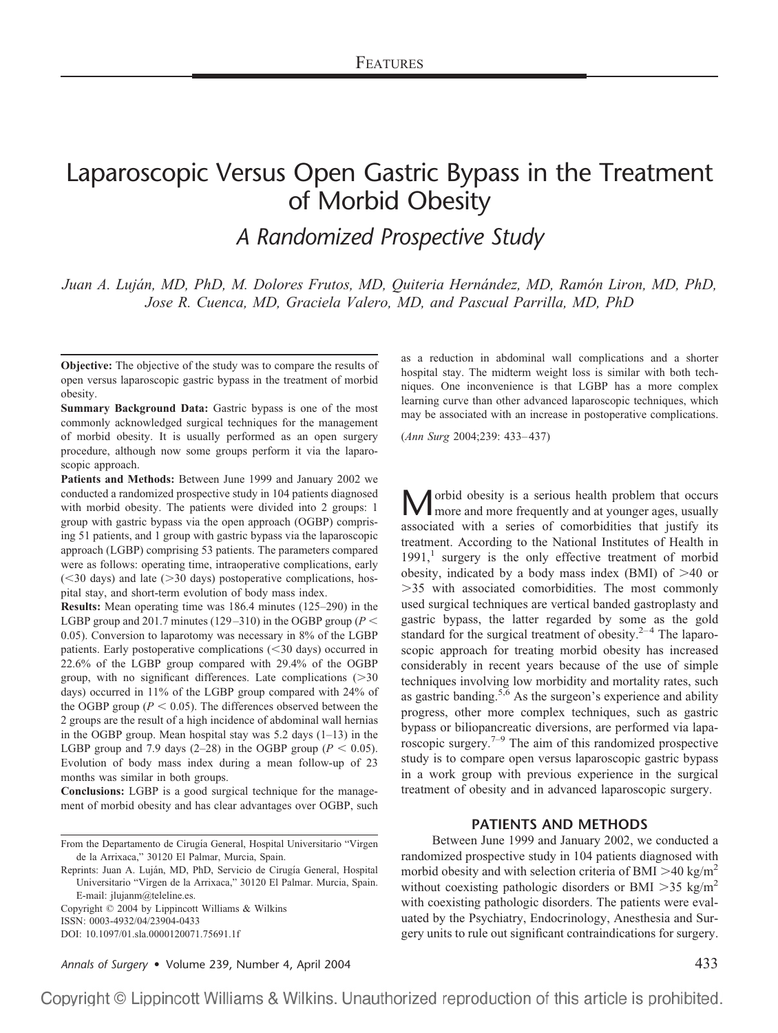# Laparoscopic Versus Open Gastric Bypass in the Treatment of Morbid Obesity

## *A Randomized Prospective Study*

*Juan A. Luján, MD, PhD, M. Dolores Frutos, MD, Quiteria Hernández, MD, Ramón Liron, MD, PhD, Jose R. Cuenca, MD, Graciela Valero, MD, and Pascual Parrilla, MD, PhD*

**Objective:** The objective of the study was to compare the results of open versus laparoscopic gastric bypass in the treatment of morbid obesity.

**Summary Background Data:** Gastric bypass is one of the most commonly acknowledged surgical techniques for the management of morbid obesity. It is usually performed as an open surgery procedure, although now some groups perform it via the laparoscopic approach.

**Patients and Methods:** Between June 1999 and January 2002 we conducted a randomized prospective study in 104 patients diagnosed with morbid obesity. The patients were divided into 2 groups: 1 group with gastric bypass via the open approach (OGBP) comprising 51 patients, and 1 group with gastric bypass via the laparoscopic approach (LGBP) comprising 53 patients. The parameters compared were as follows: operating time, intraoperative complications, early (<30 days) and late (>30 days) postoperative complications, hospital stay, and short-term evolution of body mass index.

**Results:** Mean operating time was 186.4 minutes (125–290) in the LGBP group and 201.7 minutes (129–310) in the OGBP group ($P < 0.05$). Conversion to laparotomy was necessary in 8% of the LGBP patients. Early postoperative complications (<30 days) occurred in 22.6% of the LGBP group compared with 29.4% of the OGBP group, with no significant differences. Late complications (>30 days) occurred in 11% of the LGBP group compared with 24% of the OGBP group ($P < 0.05$). The differences observed between the 2 groups are the result of a high incidence of abdominal wall hernias in the OGBP group. Mean hospital stay was 5.2 days (1–13) in the LGBP group and 7.9 days (2–28) in the OGBP group ($P < 0.05$). Evolution of body mass index during a mean follow-up of 23 months was similar in both groups.

**Conclusions:** LGBP is a good surgical technique for the management of morbid obesity and has clear advantages over OGBP, such as a reduction in abdominal wall complications and a shorter hospital stay. The midterm weight loss is similar with both techniques. One inconvenience is that LGBP has a more complex learning curve than other advanced laparoscopic techniques, which may be associated with an increase in postoperative complications.

(*Ann Surg* 2004;239: 433–437)

From the Departamento de Cirugía General, Hospital Universitario "Virgen de la Arrixaca," 30120 El Palmar, Murcia, Spain.

Reprints: Juan A. Luján, MD, PhD, Servicio de Cirugía General, Hospital Universitario "Virgen de la Arrixaca," 30120 El Palmar. Murcia, Spain. E-mail: jlujanm@teleline.es.

Copyright © 2004 by Lippincott Williams & Wilkins
ISSN: 0003-4932/04/23904-0433
DOI: 10.1097/01.sla.0000120071.75691.1f

Morbid obesity is a serious health problem that occurs more and more frequently and at younger ages, usually associated with a series of comorbidities that justify its treatment. According to the National Institutes of Health in 1991,[1] surgery is the only effective treatment of morbid obesity, indicated by a body mass index (BMI) of >40 or >35 with associated comorbidities. The most commonly used surgical techniques are vertical banded gastroplasty and gastric bypass, the latter regarded by some as the gold standard for the surgical treatment of obesity.[2–4] The laparoscopic approach for treating morbid obesity has increased considerably in recent years because of the use of simple techniques involving low morbidity and mortality rates, such as gastric banding.[5,6] As the surgeon's experience and ability progress, other more complex techniques, such as gastric bypass or biliopancreatic diversions, are performed via laparoscopic surgery.[7–9] The aim of this randomized prospective study is to compare open versus laparoscopic gastric bypass in a work group with previous experience in the surgical treatment of obesity and in advanced laparoscopic surgery.

## PATIENTS AND METHODS

Between June 1999 and January 2002, we conducted a randomized prospective study in 104 patients diagnosed with morbid obesity and with selection criteria of BMI $>40$ kg/m$^2$ without coexisting pathologic disorders or BMI $>35$ kg/m$^2$ with coexisting pathologic disorders. The patients were evaluated by the Psychiatry, Endocrinology, Anesthesia and Surgery units to rule out significant contraindications for surgery.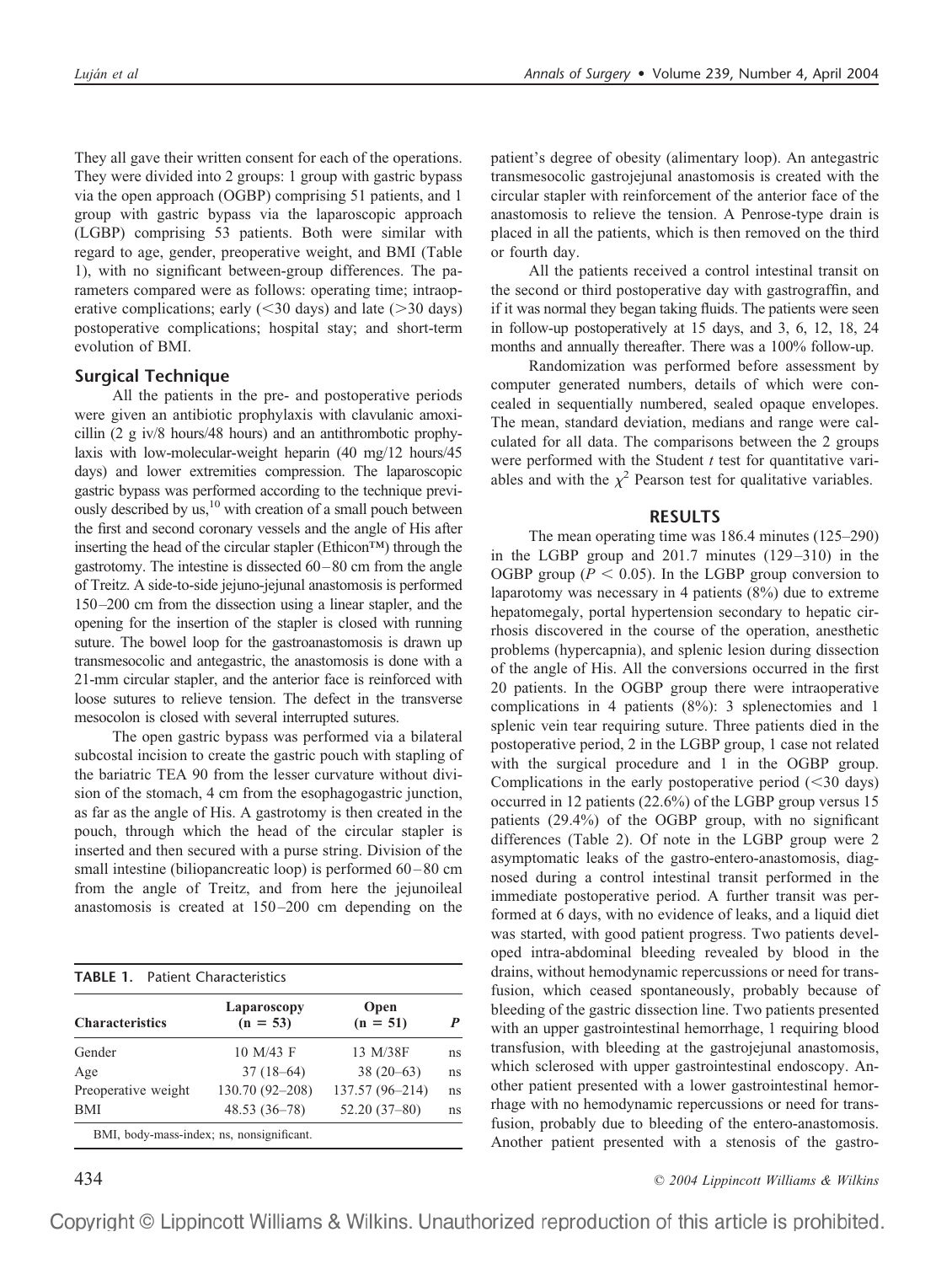They all gave their written consent for each of the operations. They were divided into 2 groups: 1 group with gastric bypass via the open approach (OGBP) comprising 51 patients, and 1 group with gastric bypass via the laparoscopic approach (LGBP) comprising 53 patients. Both were similar with regard to age, gender, preoperative weight, and BMI (Table 1), with no significant between-group differences. The parameters compared were as follows: operating time; intraoperative complications; early (<30 days) and late (>30 days) postoperative complications; hospital stay; and short-term evolution of BMI.

## Surgical Technique

All the patients in the pre- and postoperative periods were given an antibiotic prophylaxis with clavulanic amoxicillin (2 g iv/8 hours/48 hours) and an antithrombotic prophylaxis with low-molecular-weight heparin (40 mg/12 hours/45 days) and lower extremities compression. The laparoscopic gastric bypass was performed according to the technique previously described by us,[10] with creation of a small pouch between the first and second coronary vessels and the angle of His after inserting the head of the circular stapler (Ethicon™) through the gastrotomy. The intestine is dissected 60–80 cm from the angle of Treitz. A side-to-side jejuno-jejunal anastomosis is performed 150–200 cm from the dissection using a linear stapler, and the opening for the insertion of the stapler is closed with running suture. The bowel loop for the gastroanastomosis is drawn up transmesocolic and antegastric, the anastomosis is done with a 21-mm circular stapler, and the anterior face is reinforced with loose sutures to relieve tension. The defect in the transverse mesocolon is closed with several interrupted sutures.

The open gastric bypass was performed via a bilateral subcostal incision to create the gastric pouch with stapling of the bariatric TEA 90 from the lesser curvature without division of the stomach, 4 cm from the esophagogastric junction, as far as the angle of His. A gastrotomy is then created in the pouch, through which the head of the circular stapler is inserted and then secured with a purse string. Division of the small intestine (biliopancreatic loop) is performed 60–80 cm from the angle of Treitz, and from here the jejunoileal anastomosis is created at 150–200 cm depending on the patient's degree of obesity (alimentary loop). An antegastric transmesocolic gastrojejunal anastomosis is created with the circular stapler with reinforcement of the anterior face of the anastomosis to relieve the tension. A Penrose-type drain is placed in all the patients, which is then removed on the third or fourth day.

**TABLE 1.** Patient Characteristics

| Characteristics | Laparoscopy (n = 53) | Open (n = 51) | P |
|---|---|---|---|
| Gender | 10 M/43 F | 13 M/38F | ns |
| Age | 37 (18–64) | 38 (20–63) | ns |
| Preoperative weight | 130.70 (92–208) | 137.57 (96–214) | ns |
| BMI | 48.53 (36–78) | 52.20 (37–80) | ns |

BMI, body-mass-index; ns, nonsignificant.

All the patients received a control intestinal transit on the second or third postoperative day with gastrograffin, and if it was normal they began taking fluids. The patients were seen in follow-up postoperatively at 15 days, and 3, 6, 12, 18, 24 months and annually thereafter. There was a 100% follow-up.

Randomization was performed before assessment by computer generated numbers, details of which were concealed in sequentially numbered, sealed opaque envelopes. The mean, standard deviation, medians and range were calculated for all data. The comparisons between the 2 groups were performed with the Student *t* test for quantitative variables and with the $\chi^2$ Pearson test for qualitative variables.

## RESULTS

The mean operating time was 186.4 minutes (125–290) in the LGBP group and 201.7 minutes (129–310) in the OGBP group ($P < 0.05$). In the LGBP group conversion to laparotomy was necessary in 4 patients (8%) due to extreme hepatomegaly, portal hypertension secondary to hepatic cirrhosis discovered in the course of the operation, anesthetic problems (hypercapnia), and splenic lesion during dissection of the angle of His. All the conversions occurred in the first 20 patients. In the OGBP group there were intraoperative complications in 4 patients (8%): 3 splenectomies and 1 splenic vein tear requiring suture. Three patients died in the postoperative period, 2 in the LGBP group, 1 case not related with the surgical procedure and 1 in the OGBP group. Complications in the early postoperative period (<30 days) occurred in 12 patients (22.6%) of the LGBP group versus 15 patients (29.4%) of the OGBP group, with no significant differences (Table 2). Of note in the LGBP group were 2 asymptomatic leaks of the gastro-entero-anastomosis, diagnosed during a control intestinal transit performed in the immediate postoperative period. A further transit was performed at 6 days, with no evidence of leaks, and a liquid diet was started, with good patient progress. Two patients developed intra-abdominal bleeding revealed by blood in the drains, without hemodynamic repercussions or need for transfusion, which ceased spontaneously, probably because of bleeding of the gastric dissection line. Two patients presented with an upper gastrointestinal hemorrhage, 1 requiring blood transfusion, with bleeding at the gastrojejunal anastomosis, which sclerosed with upper gastrointestinal endoscopy. Another patient presented with a lower gastrointestinal hemorrhage with no hemodynamic repercussions or need for transfusion, probably due to bleeding of the entero-anastomosis. Another patient presented with a stenosis of the gastro-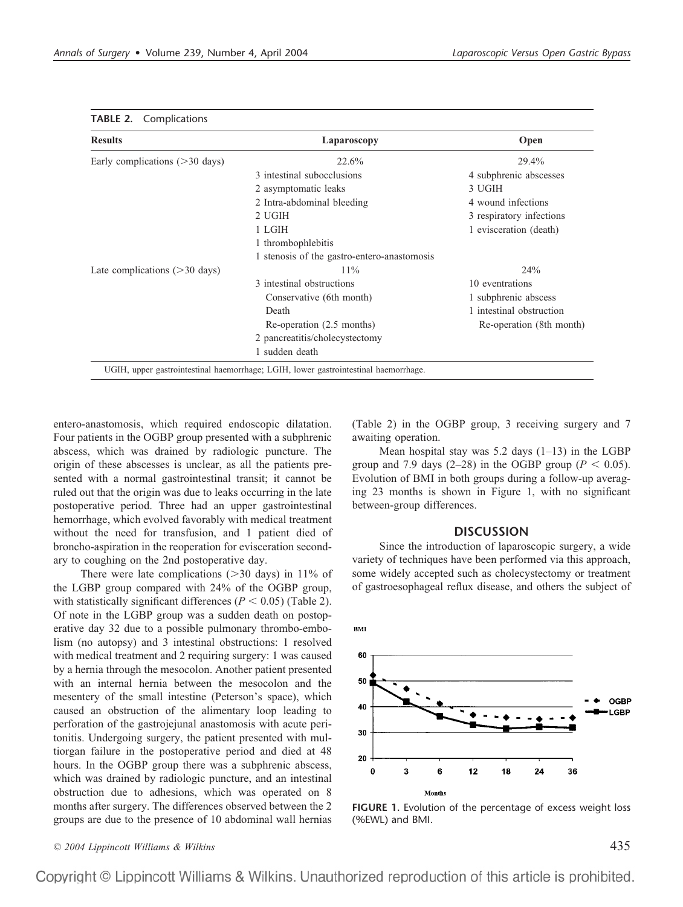**TABLE 2.** Complications

| Results | Laparoscopy | Open |
|---|---|---|
| Early complications (>30 days) | 22.6% | 29.4% |
| | 3 intestinal subocclusions | 4 subphrenic abscesses |
| | 2 asymptomatic leaks | 3 UGIH |
| | 2 Intra-abdominal bleeding | 4 wound infections |
| | 2 UGIH | 3 respiratory infections |
| | 1 LGIH | 1 evisceration (death) |
| | 1 thrombophlebitis | |
| | 1 stenosis of the gastro-entero-anastomosis | |
| Late complications (>30 days) | 11% | 24% |
| | 3 intestinal obstructions | 10 eventrations |
| | Conservative (6th month) | 1 subphrenic abscess |
| | Death | 1 intestinal obstruction |
| | Re-operation (2.5 months) | Re-operation (8th month) |
| | 2 pancreatitis/cholecystectomy | |
| | 1 sudden death | |

UGIH, upper gastrointestinal haemorrhage; LGIH, lower gastrointestinal haemorrhage.

entero-anastomosis, which required endoscopic dilatation. Four patients in the OGBP group presented with a subphrenic abscess, which was drained by radiologic puncture. The origin of these abscesses is unclear, as all the patients presented with a normal gastrointestinal transit; it cannot be ruled out that the origin was due to leaks occurring in the late postoperative period. Three had an upper gastrointestinal hemorrhage, which evolved favorably with medical treatment without the need for transfusion, and 1 patient died of broncho-aspiration in the reoperation for evisceration secondary to coughing on the 2nd postoperative day.

There were late complications (>30 days) in 11% of the LGBP group compared with 24% of the OGBP group, with statistically significant differences ($P < 0.05$) (Table 2). Of note in the LGBP group was a sudden death on postoperative day 32 due to a possible pulmonary thrombo-embolism (no autopsy) and 3 intestinal obstructions: 1 resolved with medical treatment and 2 requiring surgery: 1 was caused by a hernia through the mesocolon. Another patient presented with an internal hernia between the mesocolon and the mesentery of the small intestine (Peterson's space), which caused an obstruction of the alimentary loop leading to perforation of the gastrojejunal anastomosis with acute peritonitis. Undergoing surgery, the patient presented with multiorgan failure in the postoperative period and died at 48 hours. In the OGBP group there was a subphrenic abscess, which was drained by radiologic puncture, and an intestinal obstruction due to adhesions, which was operated on 8 months after surgery. The differences observed between the 2 groups are due to the presence of 10 abdominal wall hernias (Table 2) in the OGBP group, 3 receiving surgery and 7 awaiting operation.

Mean hospital stay was 5.2 days (1–13) in the LGBP group and 7.9 days (2–28) in the OGBP group ($P < 0.05$). Evolution of BMI in both groups during a follow-up averaging 23 months is shown in Figure 1, with no significant between-group differences.

## DISCUSSION

Since the introduction of laparoscopic surgery, a wide variety of techniques have been performed via this approach, some widely accepted such as cholecystectomy or treatment of gastroesophageal reflux disease, and others the subject of

**FIGURE 1.** Evolution of the percentage of excess weight loss (%EWL) and BMI.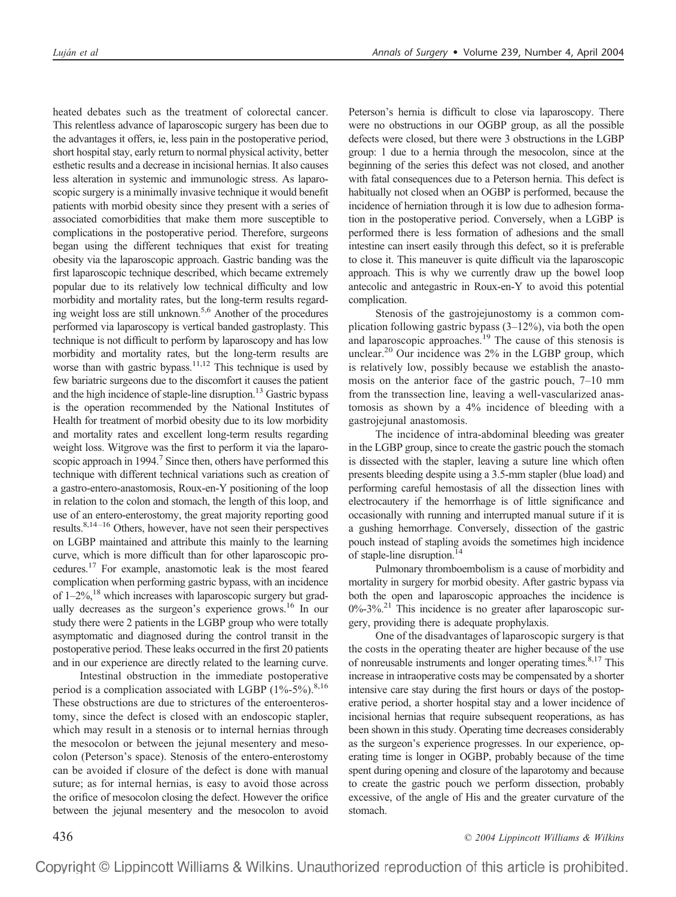heated debates such as the treatment of colorectal cancer. This relentless advance of laparoscopic surgery has been due to the advantages it offers, ie, less pain in the postoperative period, short hospital stay, early return to normal physical activity, better esthetic results and a decrease in incisional hernias. It also causes less alteration in systemic and immunologic stress. As laparoscopic surgery is a minimally invasive technique it would benefit patients with morbid obesity since they present with a series of associated comorbidities that make them more susceptible to complications in the postoperative period. Therefore, surgeons began using the different techniques that exist for treating obesity via the laparoscopic approach. Gastric banding was the first laparoscopic technique described, which became extremely popular due to its relatively low technical difficulty and low morbidity and mortality rates, but the long-term results regarding weight loss are still unknown.[5,6] Another of the procedures performed via laparoscopy is vertical banded gastroplasty. This technique is not difficult to perform by laparoscopy and has low morbidity and mortality rates, but the long-term results are worse than with gastric bypass.[11,12] This technique is used by few bariatric surgeons due to the discomfort it causes the patient and the high incidence of staple-line disruption.[13] Gastric bypass is the operation recommended by the National Institutes of Health for treatment of morbid obesity due to its low morbidity and mortality rates and excellent long-term results regarding weight loss. Witgrove was the first to perform it via the laparoscopic approach in 1994.[7] Since then, others have performed this technique with different technical variations such as creation of a gastro-entero-anastomosis, Roux-en-Y positioning of the loop in relation to the colon and stomach, the length of this loop, and use of an entero-enterostomy, the great majority reporting good results.[8,14–16] Others, however, have not seen their perspectives on LGBP maintained and attribute this mainly to the learning curve, which is more difficult than for other laparoscopic procedures.[17] For example, anastomotic leak is the most feared complication when performing gastric bypass, with an incidence of 1–2%,[18] which increases with laparoscopic surgery but gradually decreases as the surgeon's experience grows.[16] In our study there were 2 patients in the LGBP group who were totally asymptomatic and diagnosed during the control transit in the postoperative period. These leaks occurred in the first 20 patients and in our experience are directly related to the learning curve.

Intestinal obstruction in the immediate postoperative period is a complication associated with LGBP (1%-5%).[8,16] These obstructions are due to strictures of the enteroenterostomy, since the defect is closed with an endoscopic stapler, which may result in a stenosis or to internal hernias through the mesocolon or between the jejunal mesentery and mesocolon (Peterson's space). Stenosis of the entero-enterostomy can be avoided if closure of the defect is done with manual suture; as for internal hernias, is easy to avoid those across the orifice of mesocolon closing the defect. However the orifice between the jejunal mesentery and the mesocolon to avoid Peterson's hernia is difficult to close via laparoscopy. There were no obstructions in our OGBP group, as all the possible defects were closed, but there were 3 obstructions in the LGBP group: 1 due to a hernia through the mesocolon, since at the beginning of the series this defect was not closed, and another with fatal consequences due to a Peterson hernia. This defect is habitually not closed when an OGBP is performed, because the incidence of herniation through it is low due to adhesion formation in the postoperative period. Conversely, when a LGBP is performed there is less formation of adhesions and the small intestine can insert easily through this defect, so it is preferable to close it. This maneuver is quite difficult via the laparoscopic approach. This is why we currently draw up the bowel loop antecolic and antegastric in Roux-en-Y to avoid this potential complication.

Stenosis of the gastrojejunostomy is a common complication following gastric bypass (3–12%), via both the open and laparoscopic approaches.[19] The cause of this stenosis is unclear.[20] Our incidence was 2% in the LGBP group, which is relatively low, possibly because we establish the anastomosis on the anterior face of the gastric pouch, 7–10 mm from the transsection line, leaving a well-vascularized anastomosis as shown by a 4% incidence of bleeding with a gastrojejunal anastomosis.

The incidence of intra-abdominal bleeding was greater in the LGBP group, since to create the gastric pouch the stomach is dissected with the stapler, leaving a suture line which often presents bleeding despite using a 3.5-mm stapler (blue load) and performing careful hemostasis of all the dissection lines with electrocautery if the hemorrhage is of little significance and occasionally with running and interrupted manual suture if it is a gushing hemorrhage. Conversely, dissection of the gastric pouch instead of stapling avoids the sometimes high incidence of staple-line disruption.[14]

Pulmonary thromboembolism is a cause of morbidity and mortality in surgery for morbid obesity. After gastric bypass via both the open and laparoscopic approaches the incidence is 0%-3%.[21] This incidence is no greater after laparoscopic surgery, providing there is adequate prophylaxis.

One of the disadvantages of laparoscopic surgery is that the costs in the operating theater are higher because of the use of nonreusable instruments and longer operating times.[8,17] This increase in intraoperative costs may be compensated by a shorter intensive care stay during the first hours or days of the postoperative period, a shorter hospital stay and a lower incidence of incisional hernias that require subsequent reoperations, as has been shown in this study. Operating time decreases considerably as the surgeon's experience progresses. In our experience, operating time is longer in OGBP, probably because of the time spent during opening and closure of the laparotomy and because to create the gastric pouch we perform dissection, probably excessive, of the angle of His and the greater curvature of the stomach.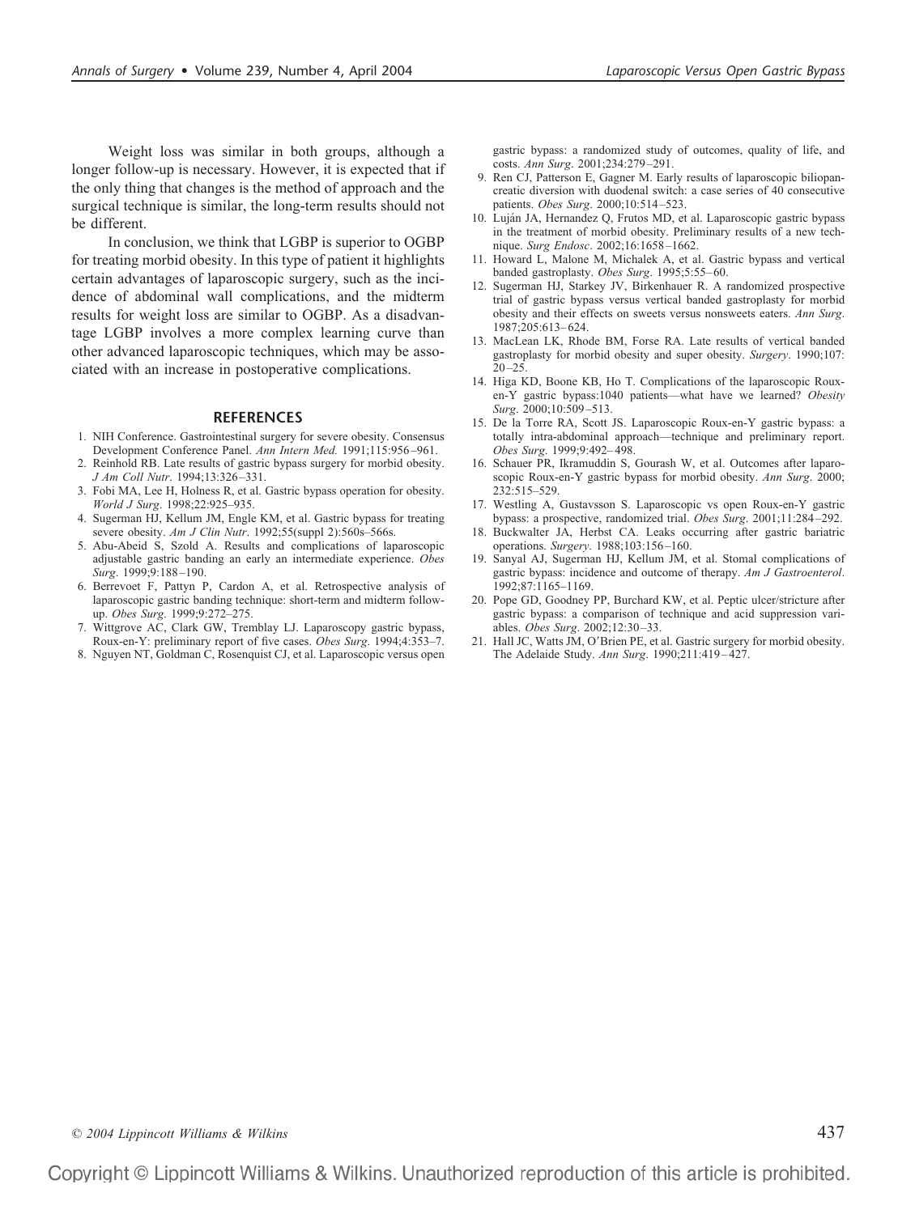Weight loss was similar in both groups, although a longer follow-up is necessary. However, it is expected that if the only thing that changes is the method of approach and the surgical technique is similar, the long-term results should not be different.

In conclusion, we think that LGBP is superior to OGBP for treating morbid obesity. In this type of patient it highlights certain advantages of laparoscopic surgery, such as the incidence of abdominal wall complications, and the midterm results for weight loss are similar to OGBP. As a disadvantage LGBP involves a more complex learning curve than other advanced laparoscopic techniques, which may be associated with an increase in postoperative complications.

## REFERENCES

1. NIH Conference. Gastrointestinal surgery for severe obesity. Consensus Development Conference Panel. *Ann Intern Med.* 1991;115:956–961.
2. Reinhold RB. Late results of gastric bypass surgery for morbid obesity. *J Am Coll Nutr*. 1994;13:326–331.
3. Fobi MA, Lee H, Holness R, et al. Gastric bypass operation for obesity. *World J Surg*. 1998;22:925–935.
4. Sugerman HJ, Kellum JM, Engle KM, et al. Gastric bypass for treating severe obesity. *Am J Clin Nutr*. 1992;55(suppl 2):560s–566s.
5. Abu-Abeid S, Szold A. Results and complications of laparoscopic adjustable gastric banding an early an intermediate experience. *Obes Surg*. 1999;9:188–190.
6. Berrevoet F, Pattyn P, Cardon A, et al. Retrospective analysis of laparoscopic gastric banding technique: short-term and midterm follow-up. *Obes Surg*. 1999;9:272–275.
7. Wittgrove AC, Clark GW, Tremblay LJ. Laparoscopy gastric bypass, Roux-en-Y: preliminary report of five cases. *Obes Surg*. 1994;4:353–7.
8. Nguyen NT, Goldman C, Rosenquist CJ, et al. Laparoscopic versus open gastric bypass: a randomized study of outcomes, quality of life, and costs. *Ann Surg*. 2001;234:279–291.
9. Ren CJ, Patterson E, Gagner M. Early results of laparoscopic biliopancreatic diversion with duodenal switch: a case series of 40 consecutive patients. *Obes Surg*. 2000;10:514–523.
10. Luján JA, Hernandez Q, Frutos MD, et al. Laparoscopic gastric bypass in the treatment of morbid obesity. Preliminary results of a new technique. *Surg Endosc*. 2002;16:1658–1662.
11. Howard L, Malone M, Michalek A, et al. Gastric bypass and vertical banded gastroplasty. *Obes Surg*. 1995;5:55–60.
12. Sugerman HJ, Starkey JV, Birkenhauer R. A randomized prospective trial of gastric bypass versus vertical banded gastroplasty for morbid obesity and their effects on sweets versus nonsweets eaters. *Ann Surg*. 1987;205:613–624.
13. MacLean LK, Rhode BM, Forse RA. Late results of vertical banded gastroplasty for morbid obesity and super obesity. *Surgery*. 1990;107:20–25.
14. Higa KD, Boone KB, Ho T. Complications of the laparoscopic Roux-en-Y gastric bypass:1040 patients—what have we learned? *Obesity Surg*. 2000;10:509–513.
15. De la Torre RA, Scott JS. Laparoscopic Roux-en-Y gastric bypass: a totally intra-abdominal approach—technique and preliminary report. *Obes Surg*. 1999;9:492–498.
16. Schauer PR, Ikramuddin S, Gourash W, et al. Outcomes after laparoscopic Roux-en-Y gastric bypass for morbid obesity. *Ann Surg*. 2000;232:515–529.
17. Westling A, Gustavsson S. Laparoscopic vs open Roux-en-Y gastric bypass: a prospective, randomized trial. *Obes Surg*. 2001;11:284–292.
18. Buckwalter JA, Herbst CA. Leaks occurring after gastric bariatric operations. *Surgery*. 1988;103:156–160.
19. Sanyal AJ, Sugerman HJ, Kellum JM, et al. Stomal complications of gastric bypass: incidence and outcome of therapy. *Am J Gastroenterol*. 1992;87:1165–1169.
20. Pope GD, Goodney PP, Burchard KW, et al. Peptic ulcer/stricture after gastric bypass: a comparison of technique and acid suppression variables. *Obes Surg*. 2002;12:30–33.
21. Hall JC, Watts JM, O'Brien PE, et al. Gastric surgery for morbid obesity. The Adelaide Study. *Ann Surg*. 1990;211:419–427.